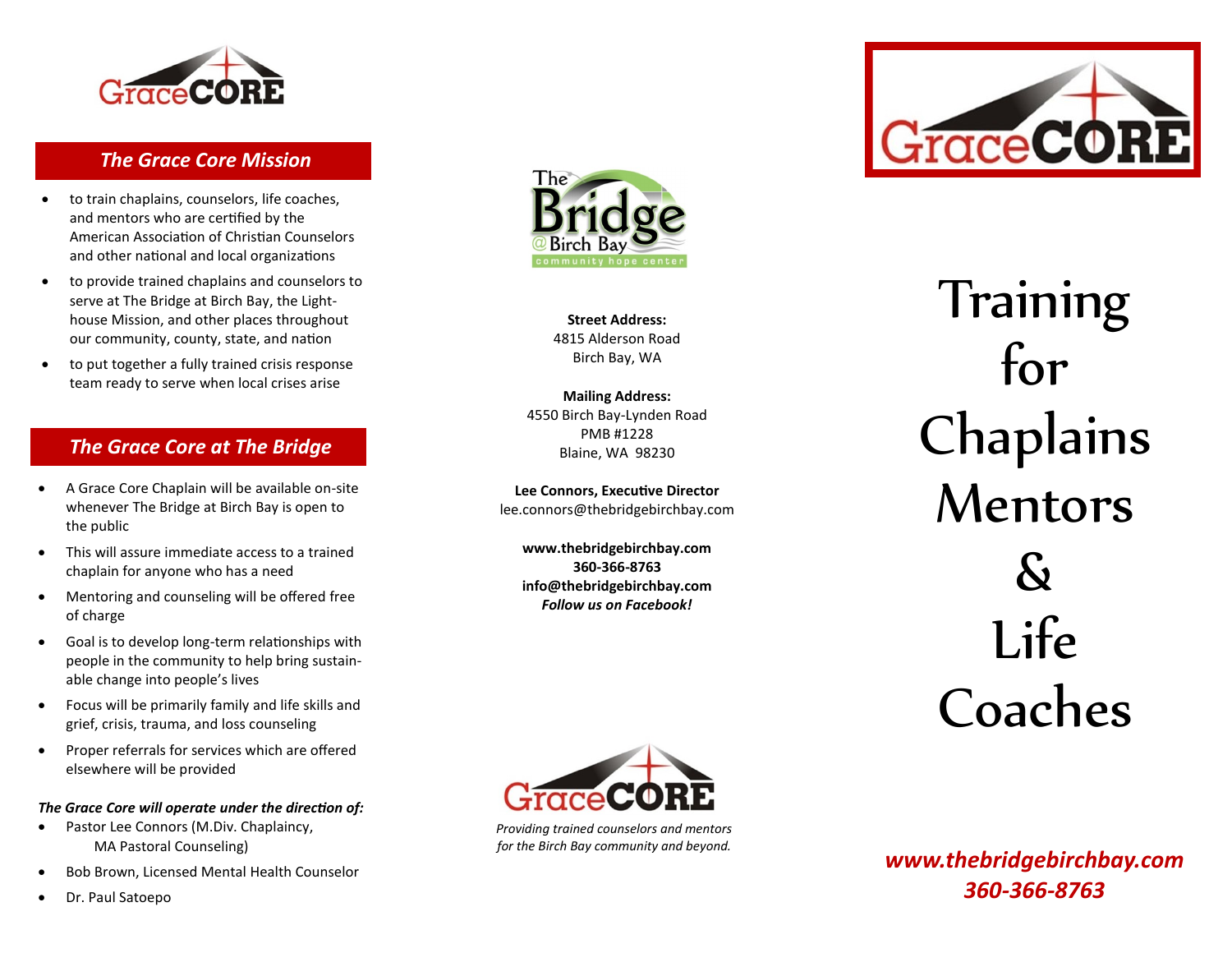GraceCORE

## The Grace Core Mission

- to train chaplains, counselors, life coaches, and mentors who are certified by the American Association of Christian Counselors and other national and local organizations
- to provide trained chaplains and counselors to serve at The Bridge at Birch Bay, the Lighthouse Mission, and other places throughout our community, county, state, and nation
- to put together a fully trained crisis response team ready to serve when local crises arise

## The Grace Core at The Bridge

- A Grace Core Chaplain will be available on-site whenever The Bridge at Birch Bay is open to the public
- This will assure immediate access to a trained chaplain for anyone who has a need
- Mentoring and counseling will be offered free of charge
- Goal is to develop long-term relationships with people in the community to help bring sustainable change into people's lives
- Focus will be primarily family and life skills and grief, crisis, trauma, and loss counseling
- Proper referrals for services which are offered elsewhere will be provided

***The Grace Core will operate under the direction of:***

- Pastor Lee Connors (M.Div. Chaplaincy, MA Pastoral Counseling)
- Bob Brown, Licensed Mental Health Counselor
- Dr. Paul Satoepo

The Bridge @ Birch Bay
community hope center

**Street Address:**
4815 Alderson Road
Birch Bay, WA

**Mailing Address:**
4550 Birch Bay-Lynden Road
PMB #1228
Blaine, WA 98230

**Lee Connors, Executive Director**
lee.connors@thebridgebirchbay.com

**www.thebridgebirchbay.com**
**360-366-8763**
**info@thebridgebirchbay.com**
***Follow us on Facebook!***

GraceCORE

*Providing trained counselors and mentors for the Birch Bay community and beyond.*

GraceCORE

# Training for Chaplains Mentors & Life Coaches

***www.thebridgebirchbay.com***
***360-366-8763***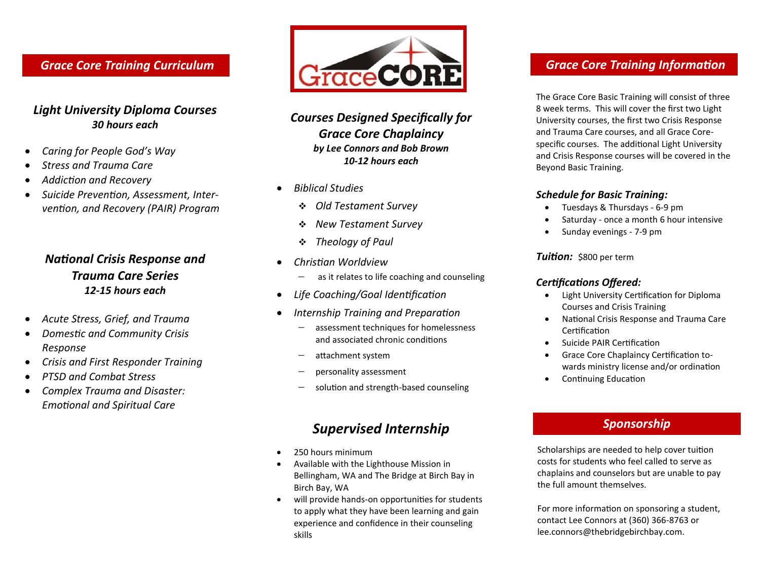## *Grace Core Training Curriculum*

### *Light University Diploma Courses*
***30 hours each***

- *Caring for People God's Way*
- *Stress and Trauma Care*
- *Addiction and Recovery*
- *Suicide Prevention, Assessment, Intervention, and Recovery (PAIR) Program*

### *National Crisis Response and Trauma Care Series*
***12-15 hours each***

- *Acute Stress, Grief, and Trauma*
- *Domestic and Community Crisis Response*
- *Crisis and First Responder Training*
- *PTSD and Combat Stress*
- *Complex Trauma and Disaster: Emotional and Spiritual Care*

GraceCORE

### *Courses Designed Specifically for Grace Core Chaplaincy*
***by Lee Connors and Bob Brown***
***10-12 hours each***

- *Biblical Studies*
  - *Old Testament Survey*
  - *New Testament Survey*
  - *Theology of Paul*
- *Christian Worldview*
  - as it relates to life coaching and counseling
- *Life Coaching/Goal Identification*
- *Internship Training and Preparation*
  - assessment techniques for homelessness and associated chronic conditions
  - attachment system
  - personality assessment
  - solution and strength-based counseling

## *Supervised Internship*

- 250 hours minimum
- Available with the Lighthouse Mission in Bellingham, WA and The Bridge at Birch Bay in Birch Bay, WA
- will provide hands-on opportunities for students to apply what they have been learning and gain experience and confidence in their counseling skills

## *Grace Core Training Information*

The Grace Core Basic Training will consist of three 8 week terms. This will cover the first two Light University courses, the first two Crisis Response and Trauma Care courses, and all Grace Core-specific courses. The additional Light University and Crisis Response courses will be covered in the Beyond Basic Training.

### *Schedule for Basic Training:*

- Tuesdays & Thursdays - 6-9 pm
- Saturday - once a month 6 hour intensive
- Sunday evenings - 7-9 pm

***Tuition:*** $800 per term

### *Certifications Offered:*

- Light University Certification for Diploma Courses and Crisis Training
- National Crisis Response and Trauma Care Certification
- Suicide PAIR Certification
- Grace Core Chaplaincy Certification towards ministry license and/or ordination
- Continuing Education

## *Sponsorship*

Scholarships are needed to help cover tuition costs for students who feel called to serve as chaplains and counselors but are unable to pay the full amount themselves.

For more information on sponsoring a student, contact Lee Connors at (360) 366-8763 or lee.connors@thebridgebirchbay.com.